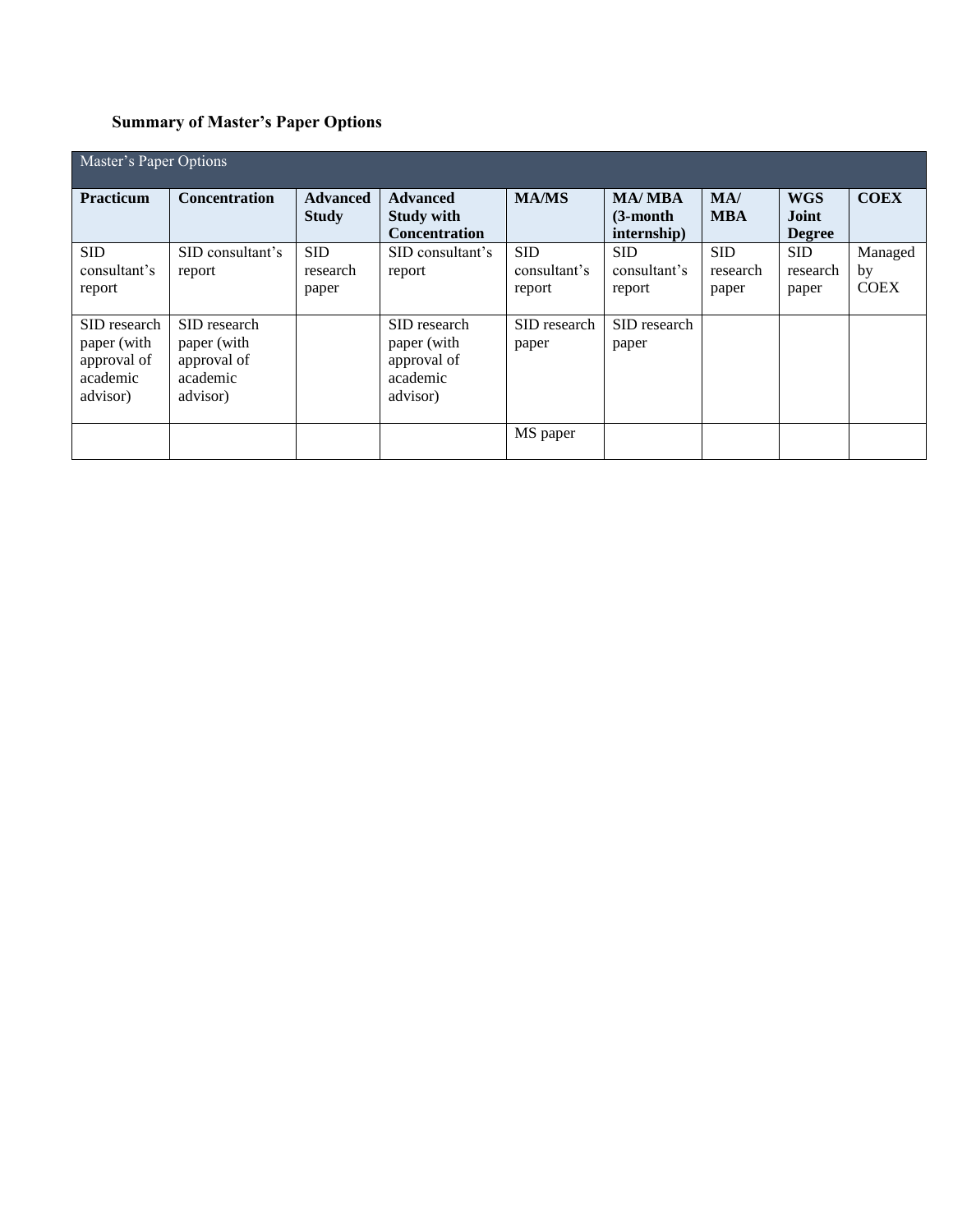**Summary of Master's Paper Options**

| Master's Paper Options | | | | | | | | |
|---|---|---|---|---|---|---|---|---|
| **Practicum** | **Concentration** | **Advanced Study** | **Advanced Study with Concentration** | **MA/MS** | **MA/ MBA (3-month internship)** | **MA/ MBA** | **WGS Joint Degree** | **COEX** |
| SID consultant's report | SID consultant's report | SID research paper | SID consultant's report | SID consultant's report | SID consultant's report | SID research paper | SID research paper | Managed by COEX |
| SID research paper (with approval of academic advisor) | SID research paper (with approval of academic advisor) | | SID research paper (with approval of academic advisor) | SID research paper | SID research paper | | | |
| | | | | MS paper | | | | |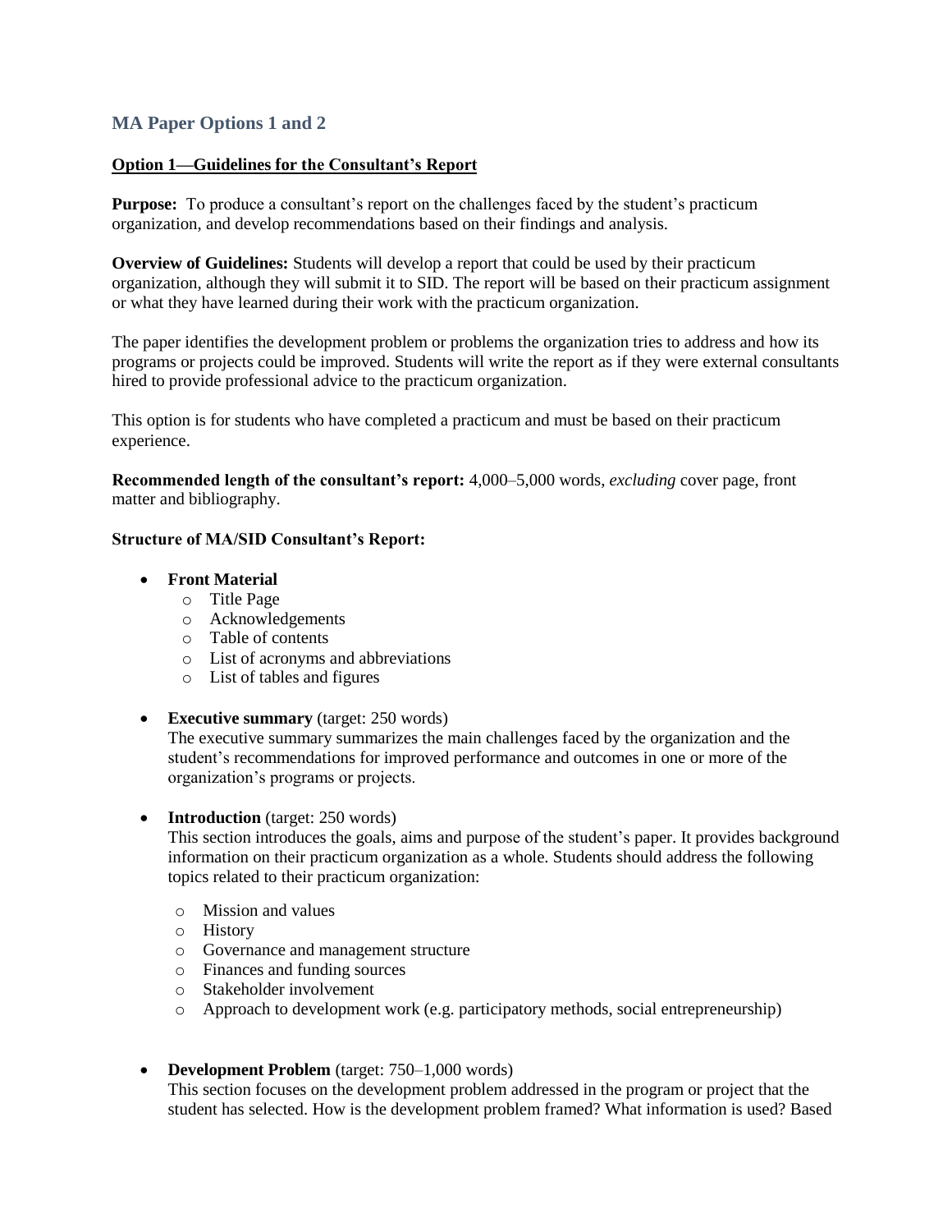## MA Paper Options 1 and 2

### Option 1—Guidelines for the Consultant's Report

**Purpose:** To produce a consultant's report on the challenges faced by the student's practicum organization, and develop recommendations based on their findings and analysis.

**Overview of Guidelines:** Students will develop a report that could be used by their practicum organization, although they will submit it to SID. The report will be based on their practicum assignment or what they have learned during their work with the practicum organization.

The paper identifies the development problem or problems the organization tries to address and how its programs or projects could be improved. Students will write the report as if they were external consultants hired to provide professional advice to the practicum organization.

This option is for students who have completed a practicum and must be based on their practicum experience.

**Recommended length of the consultant's report:** 4,000–5,000 words, *excluding* cover page, front matter and bibliography.

**Structure of MA/SID Consultant's Report:**

- **Front Material**
  - Title Page
  - Acknowledgements
  - Table of contents
  - List of acronyms and abbreviations
  - List of tables and figures

- **Executive summary** (target: 250 words)
  The executive summary summarizes the main challenges faced by the organization and the student's recommendations for improved performance and outcomes in one or more of the organization's programs or projects.

- **Introduction** (target: 250 words)
  This section introduces the goals, aims and purpose of the student's paper. It provides background information on their practicum organization as a whole. Students should address the following topics related to their practicum organization:
  - Mission and values
  - History
  - Governance and management structure
  - Finances and funding sources
  - Stakeholder involvement
  - Approach to development work (e.g. participatory methods, social entrepreneurship)

- **Development Problem** (target: 750–1,000 words)
  This section focuses on the development problem addressed in the program or project that the student has selected. How is the development problem framed? What information is used? Based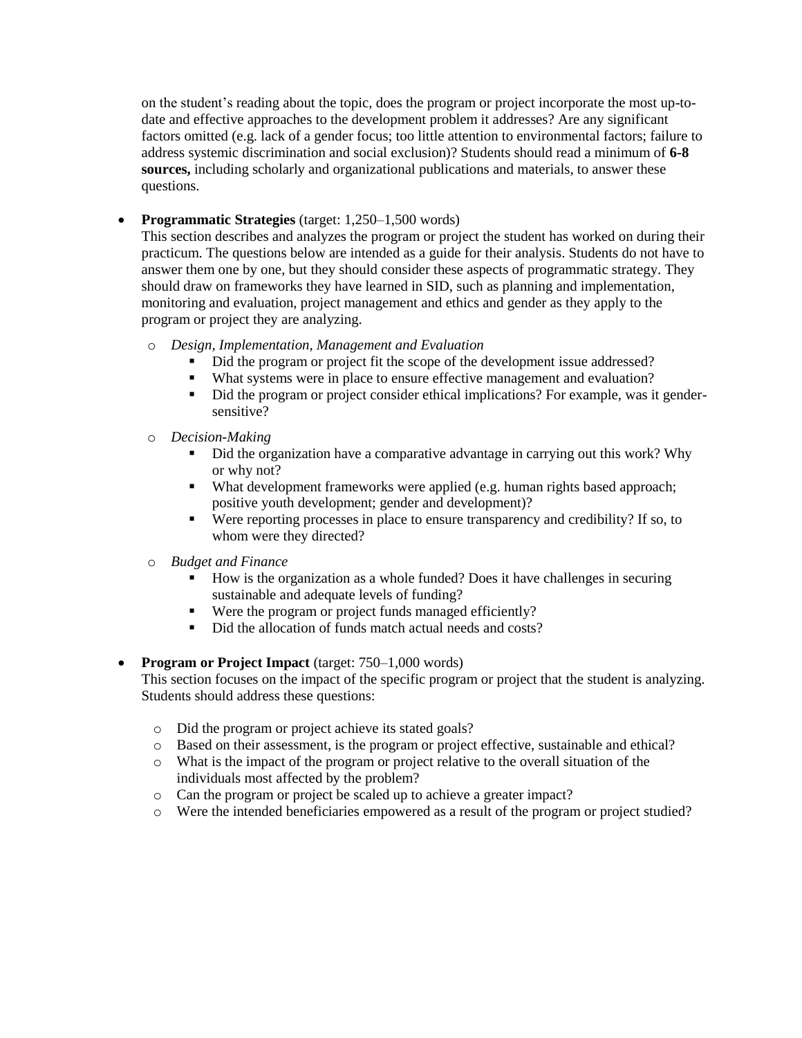on the student's reading about the topic, does the program or project incorporate the most up-to-date and effective approaches to the development problem it addresses? Are any significant factors omitted (e.g. lack of a gender focus; too little attention to environmental factors; failure to address systemic discrimination and social exclusion)? Students should read a minimum of **6-8 sources,** including scholarly and organizational publications and materials, to answer these questions.

- **Programmatic Strategies** (target: 1,250–1,500 words)
  This section describes and analyzes the program or project the student has worked on during their practicum. The questions below are intended as a guide for their analysis. Students do not have to answer them one by one, but they should consider these aspects of programmatic strategy. They should draw on frameworks they have learned in SID, such as planning and implementation, monitoring and evaluation, project management and ethics and gender as they apply to the program or project they are analyzing.

  - *Design, Implementation, Management and Evaluation*
    - Did the program or project fit the scope of the development issue addressed?
    - What systems were in place to ensure effective management and evaluation?
    - Did the program or project consider ethical implications? For example, was it gender-sensitive?
  - *Decision-Making*
    - Did the organization have a comparative advantage in carrying out this work? Why or why not?
    - What development frameworks were applied (e.g. human rights based approach; positive youth development; gender and development)?
    - Were reporting processes in place to ensure transparency and credibility? If so, to whom were they directed?
  - *Budget and Finance*
    - How is the organization as a whole funded? Does it have challenges in securing sustainable and adequate levels of funding?
    - Were the program or project funds managed efficiently?
    - Did the allocation of funds match actual needs and costs?

- **Program or Project Impact** (target: 750–1,000 words)
  This section focuses on the impact of the specific program or project that the student is analyzing. Students should address these questions:

  - Did the program or project achieve its stated goals?
  - Based on their assessment, is the program or project effective, sustainable and ethical?
  - What is the impact of the program or project relative to the overall situation of the individuals most affected by the problem?
  - Can the program or project be scaled up to achieve a greater impact?
  - Were the intended beneficiaries empowered as a result of the program or project studied?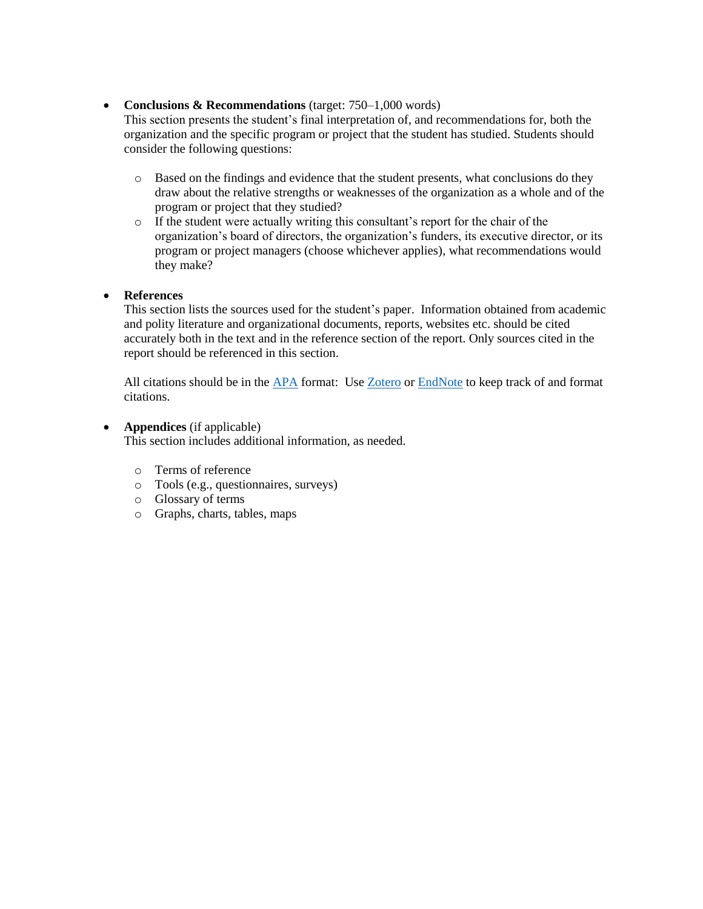- **Conclusions & Recommendations** (target: 750–1,000 words)
  This section presents the student's final interpretation of, and recommendations for, both the organization and the specific program or project that the student has studied. Students should consider the following questions:

  - Based on the findings and evidence that the student presents, what conclusions do they draw about the relative strengths or weaknesses of the organization as a whole and of the program or project that they studied?
  - If the student were actually writing this consultant's report for the chair of the organization's board of directors, the organization's funders, its executive director, or its program or project managers (choose whichever applies), what recommendations would they make?

- **References**
  This section lists the sources used for the student's paper. Information obtained from academic and polity literature and organizational documents, reports, websites etc. should be cited accurately both in the text and in the reference section of the report. Only sources cited in the report should be referenced in this section.

  All citations should be in the APA format: Use Zotero or EndNote to keep track of and format citations.

- **Appendices** (if applicable)
  This section includes additional information, as needed.

  - Terms of reference
  - Tools (e.g., questionnaires, surveys)
  - Glossary of terms
  - Graphs, charts, tables, maps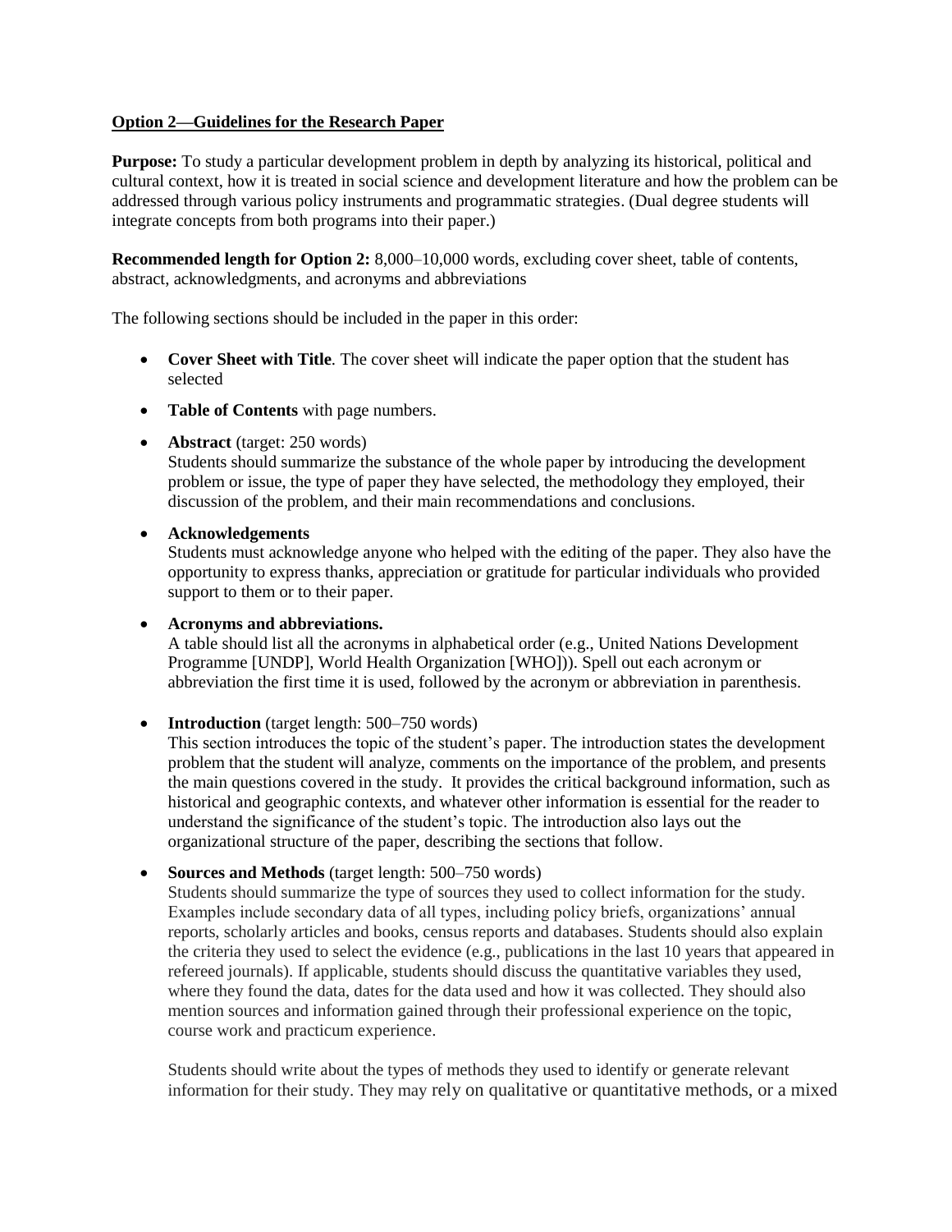**Option 2—Guidelines for the Research Paper**

**Purpose:** To study a particular development problem in depth by analyzing its historical, political and cultural context, how it is treated in social science and development literature and how the problem can be addressed through various policy instruments and programmatic strategies. (Dual degree students will integrate concepts from both programs into their paper.)

**Recommended length for Option 2:** 8,000–10,000 words, excluding cover sheet, table of contents, abstract, acknowledgments, and acronyms and abbreviations

The following sections should be included in the paper in this order:

- **Cover Sheet with Title***.* The cover sheet will indicate the paper option that the student has selected

- **Table of Contents** with page numbers.

- **Abstract** (target: 250 words)
  Students should summarize the substance of the whole paper by introducing the development problem or issue, the type of paper they have selected, the methodology they employed, their discussion of the problem, and their main recommendations and conclusions.

- **Acknowledgements**
  Students must acknowledge anyone who helped with the editing of the paper. They also have the opportunity to express thanks, appreciation or gratitude for particular individuals who provided support to them or to their paper.

- **Acronyms and abbreviations.**
  A table should list all the acronyms in alphabetical order (e.g., United Nations Development Programme [UNDP], World Health Organization [WHO])). Spell out each acronym or abbreviation the first time it is used, followed by the acronym or abbreviation in parenthesis.

- **Introduction** (target length: 500–750 words)
  This section introduces the topic of the student's paper. The introduction states the development problem that the student will analyze, comments on the importance of the problem, and presents the main questions covered in the study. It provides the critical background information, such as historical and geographic contexts, and whatever other information is essential for the reader to understand the significance of the student's topic. The introduction also lays out the organizational structure of the paper, describing the sections that follow.

- **Sources and Methods** (target length: 500–750 words)
  Students should summarize the type of sources they used to collect information for the study. Examples include secondary data of all types, including policy briefs, organizations' annual reports, scholarly articles and books, census reports and databases. Students should also explain the criteria they used to select the evidence (e.g., publications in the last 10 years that appeared in refereed journals). If applicable, students should discuss the quantitative variables they used, where they found the data, dates for the data used and how it was collected. They should also mention sources and information gained through their professional experience on the topic, course work and practicum experience.

  Students should write about the types of methods they used to identify or generate relevant information for their study. They may rely on qualitative or quantitative methods, or a mixed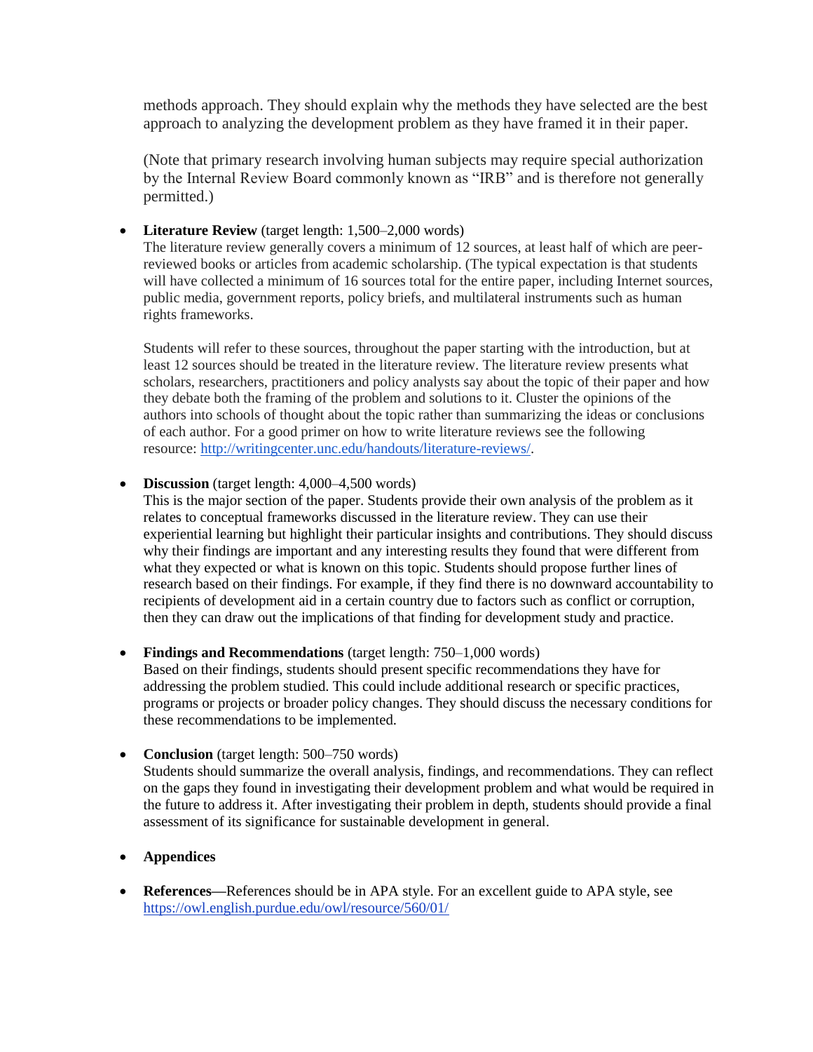methods approach. They should explain why the methods they have selected are the best approach to analyzing the development problem as they have framed it in their paper.

(Note that primary research involving human subjects may require special authorization by the Internal Review Board commonly known as "IRB" and is therefore not generally permitted.)

- **Literature Review** (target length: 1,500–2,000 words)
  The literature review generally covers a minimum of 12 sources, at least half of which are peer-reviewed books or articles from academic scholarship. (The typical expectation is that students will have collected a minimum of 16 sources total for the entire paper, including Internet sources, public media, government reports, policy briefs, and multilateral instruments such as human rights frameworks.

  Students will refer to these sources, throughout the paper starting with the introduction, but at least 12 sources should be treated in the literature review. The literature review presents what scholars, researchers, practitioners and policy analysts say about the topic of their paper and how they debate both the framing of the problem and solutions to it. Cluster the opinions of the authors into schools of thought about the topic rather than summarizing the ideas or conclusions of each author. For a good primer on how to write literature reviews see the following resource: [http://writingcenter.unc.edu/handouts/literature-reviews/](http://writingcenter.unc.edu/handouts/literature-reviews/).

- **Discussion** (target length: 4,000–4,500 words)
  This is the major section of the paper. Students provide their own analysis of the problem as it relates to conceptual frameworks discussed in the literature review. They can use their experiential learning but highlight their particular insights and contributions. They should discuss why their findings are important and any interesting results they found that were different from what they expected or what is known on this topic. Students should propose further lines of research based on their findings. For example, if they find there is no downward accountability to recipients of development aid in a certain country due to factors such as conflict or corruption, then they can draw out the implications of that finding for development study and practice.

- **Findings and Recommendations** (target length: 750–1,000 words)
  Based on their findings, students should present specific recommendations they have for addressing the problem studied. This could include additional research or specific practices, programs or projects or broader policy changes. They should discuss the necessary conditions for these recommendations to be implemented.

- **Conclusion** (target length: 500–750 words)
  Students should summarize the overall analysis, findings, and recommendations. They can reflect on the gaps they found in investigating their development problem and what would be required in the future to address it. After investigating their problem in depth, students should provide a final assessment of its significance for sustainable development in general.

- **Appendices**

- **References**—References should be in APA style. For an excellent guide to APA style, see [https://owl.english.purdue.edu/owl/resource/560/01/](https://owl.english.purdue.edu/owl/resource/560/01/)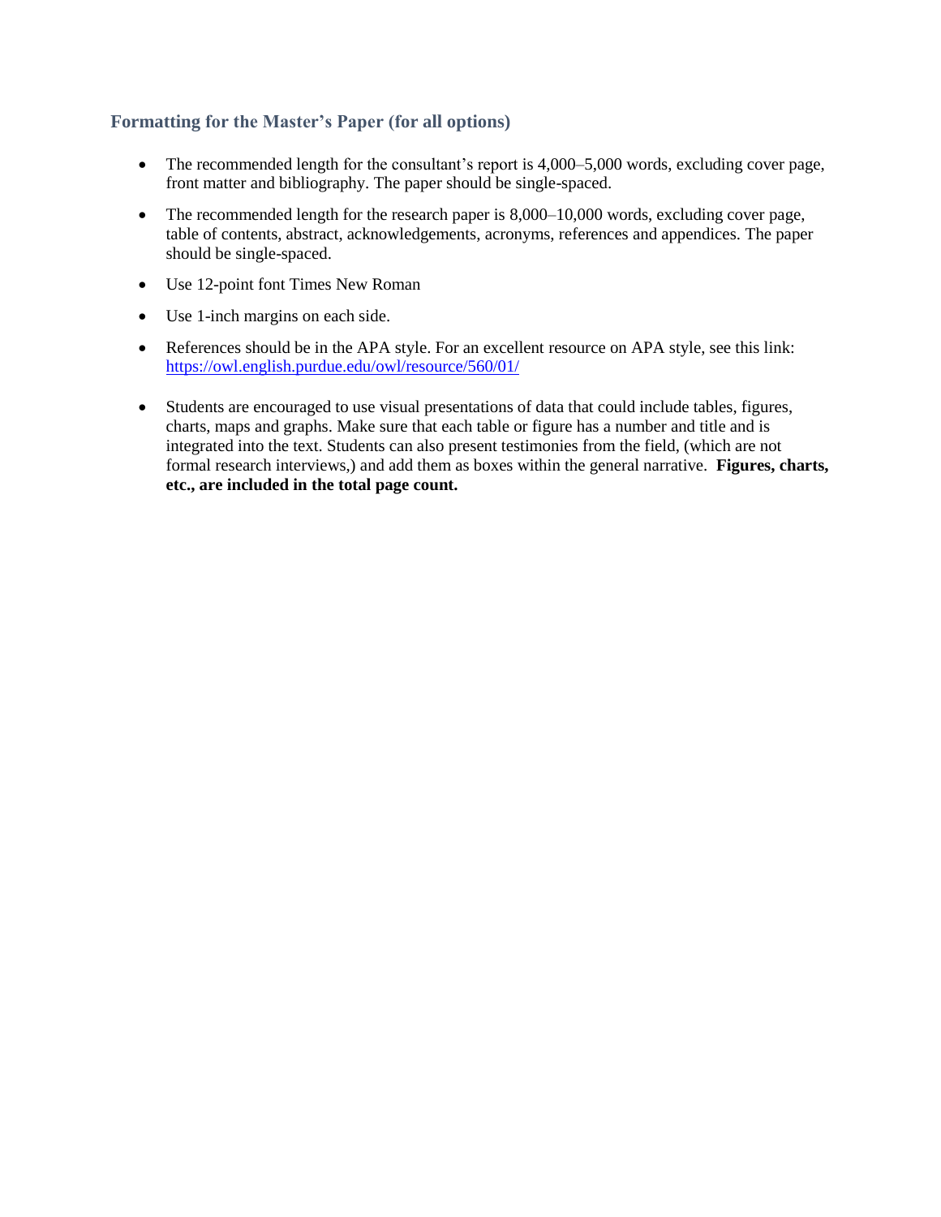### Formatting for the Master's Paper (for all options)

- The recommended length for the consultant's report is 4,000–5,000 words, excluding cover page, front matter and bibliography. The paper should be single-spaced.
- The recommended length for the research paper is 8,000–10,000 words, excluding cover page, table of contents, abstract, acknowledgements, acronyms, references and appendices. The paper should be single-spaced.
- Use 12-point font Times New Roman
- Use 1-inch margins on each side.
- References should be in the APA style. For an excellent resource on APA style, see this link: https://owl.english.purdue.edu/owl/resource/560/01/
- Students are encouraged to use visual presentations of data that could include tables, figures, charts, maps and graphs. Make sure that each table or figure has a number and title and is integrated into the text. Students can also present testimonies from the field, (which are not formal research interviews,) and add them as boxes within the general narrative. **Figures, charts, etc., are included in the total page count.**